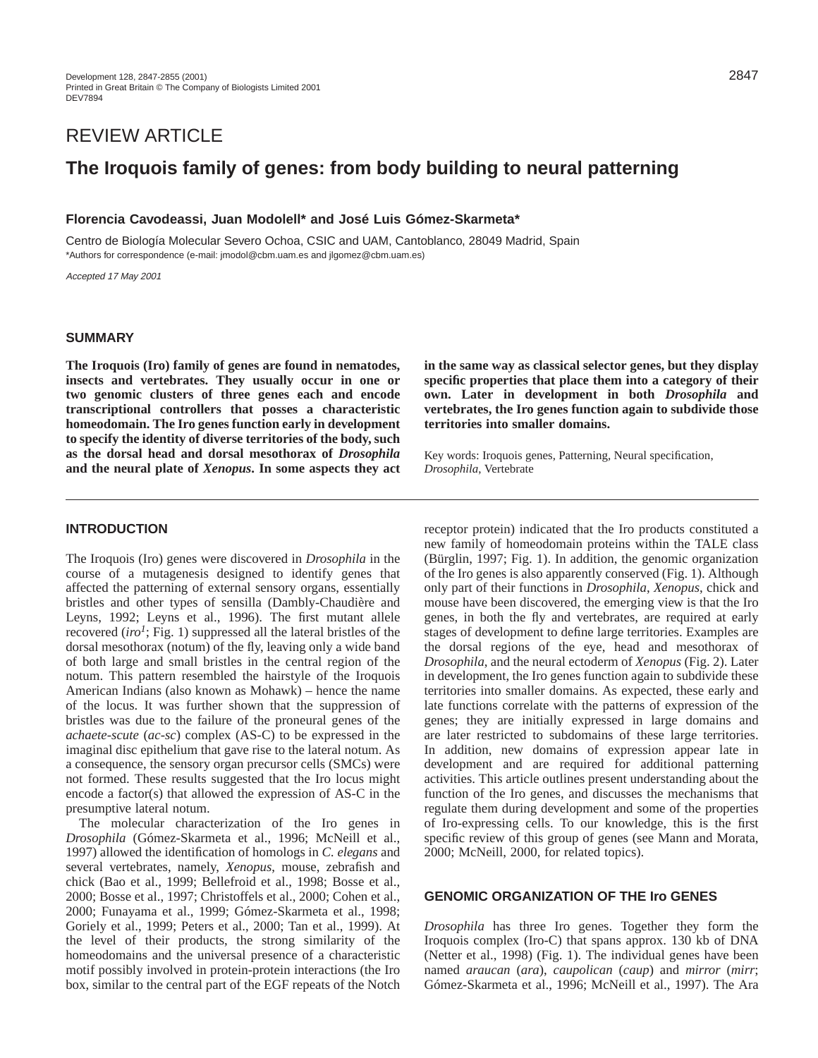REVIEW ARTICLE

# The Iroquois family of genes: from body building to neural patterning

**Florencia Cavodeassi, Juan Modolell* and José Luis Gómez-Skarmeta***

Centro de Biología Molecular Severo Ochoa, CSIC and UAM, Cantoblanco, 28049 Madrid, Spain
*Authors for correspondence (e-mail: jmodol@cbm.uam.es and jlgomez@cbm.uam.es)

*Accepted 17 May 2001*

## SUMMARY

**The Iroquois (Iro) family of genes are found in nematodes, insects and vertebrates. They usually occur in one or two genomic clusters of three genes each and encode transcriptional controllers that posses a characteristic homeodomain. The Iro genes function early in development to specify the identity of diverse territories of the body, such as the dorsal head and dorsal mesothorax of *Drosophila* and the neural plate of *Xenopus*. In some aspects they act in the same way as classical selector genes, but they display specific properties that place them into a category of their own. Later in development in both *Drosophila* and vertebrates, the Iro genes function again to subdivide those territories into smaller domains.**

Key words: Iroquois genes, Patterning, Neural specification, *Drosophila*, Vertebrate

## INTRODUCTION

The Iroquois (Iro) genes were discovered in *Drosophila* in the course of a mutagenesis designed to identify genes that affected the patterning of external sensory organs, essentially bristles and other types of sensilla (Dambly-Chaudière and Leyns, 1992; Leyns et al., 1996). The first mutant allele recovered (*iro[1]*; Fig. 1) suppressed all the lateral bristles of the dorsal mesothorax (notum) of the fly, leaving only a wide band of both large and small bristles in the central region of the notum. This pattern resembled the hairstyle of the Iroquois American Indians (also known as Mohawk) – hence the name of the locus. It was further shown that the suppression of bristles was due to the failure of the proneural genes of the *achaete-scute* (*ac-sc*) complex (AS-C) to be expressed in the imaginal disc epithelium that gave rise to the lateral notum. As a consequence, the sensory organ precursor cells (SMCs) were not formed. These results suggested that the Iro locus might encode a factor(s) that allowed the expression of AS-C in the presumptive lateral notum.

The molecular characterization of the Iro genes in *Drosophila* (Gómez-Skarmeta et al., 1996; McNeill et al., 1997) allowed the identification of homologs in *C. elegans* and several vertebrates, namely, *Xenopus*, mouse, zebrafish and chick (Bao et al., 1999; Bellefroid et al., 1998; Bosse et al., 2000; Bosse et al., 1997; Christoffels et al., 2000; Cohen et al., 2000; Funayama et al., 1999; Gómez-Skarmeta et al., 1998; Goriely et al., 1999; Peters et al., 2000; Tan et al., 1999). At the level of their products, the strong similarity of the homeodomains and the universal presence of a characteristic motif possibly involved in protein-protein interactions (the Iro box, similar to the central part of the EGF repeats of the Notch receptor protein) indicated that the Iro products constituted a new family of homeodomain proteins within the TALE class (Bürglin, 1997; Fig. 1). In addition, the genomic organization of the Iro genes is also apparently conserved (Fig. 1). Although only part of their functions in *Drosophila*, *Xenopus*, chick and mouse have been discovered, the emerging view is that the Iro genes, in both the fly and vertebrates, are required at early stages of development to define large territories. Examples are the dorsal regions of the eye, head and mesothorax of *Drosophila*, and the neural ectoderm of *Xenopus* (Fig. 2). Later in development, the Iro genes function again to subdivide these territories into smaller domains. As expected, these early and late functions correlate with the patterns of expression of the genes; they are initially expressed in large domains and are later restricted to subdomains of these large territories. In addition, new domains of expression appear late in development and are required for additional patterning activities. This article outlines present understanding about the function of the Iro genes, and discusses the mechanisms that regulate them during development and some of the properties of Iro-expressing cells. To our knowledge, this is the first specific review of this group of genes (see Mann and Morata, 2000; McNeill, 2000, for related topics).

## GENOMIC ORGANIZATION OF THE Iro GENES

*Drosophila* has three Iro genes. Together they form the Iroquois complex (Iro-C) that spans approx. 130 kb of DNA (Netter et al., 1998) (Fig. 1). The individual genes have been named *araucan* (*ara*), *caupolican* (*caup*) and *mirror* (*mirr*; Gómez-Skarmeta et al., 1996; McNeill et al., 1997). The Ara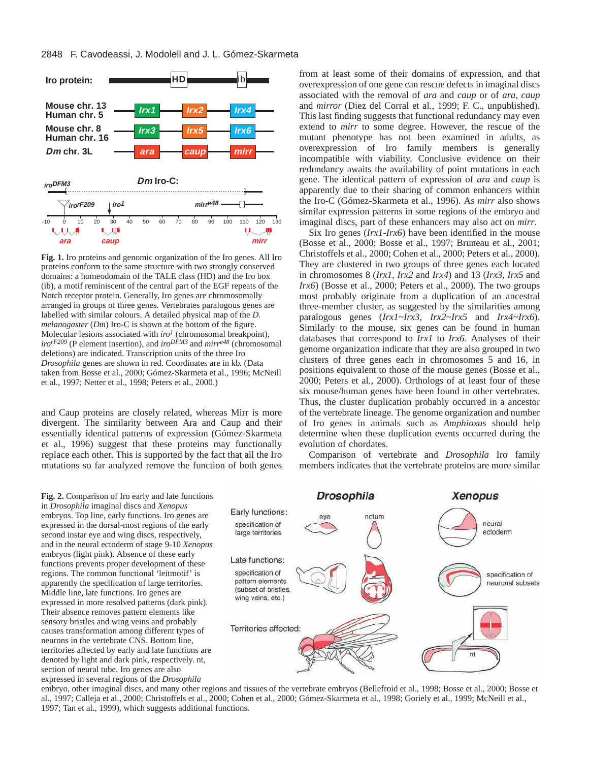**Fig. 1.** Iro proteins and genomic organization of the Iro genes. All Iro proteins conform to the same structure with two strongly conserved domains: a homeodomain of the TALE class (HD) and the Iro box (ib), a motif reminiscent of the central part of the EGF repeats of the Notch receptor protein. Generally, Iro genes are chromosomally arranged in groups of three genes. Vertebrates paralogous genes are labelled with similar colours. A detailed physical map of the *D. melanogaster* (*Dm*) Iro-C is shown at the bottom of the figure. Molecular lesions associated with *iro[1]* (chromosomal breakpoint), *iro[rF209]* (P element insertion), and *iro[DFM3]* and *mirr[e48]* (chromosomal deletions) are indicated. Transcription units of the three Iro *Drosophila* genes are shown in red. Coordinates are in kb. (Data taken from Bosse et al., 2000; Gómez-Skarmeta et al., 1996; McNeill et al., 1997; Netter et al., 1998; Peters et al., 2000.)

and Caup proteins are closely related, whereas Mirr is more divergent. The similarity between Ara and Caup and their essentially identical patterns of expression (Gómez-Skarmeta et al., 1996) suggest that these proteins may functionally replace each other. This is supported by the fact that all the Iro mutations so far analyzed remove the function of both genes from at least some of their domains of expression, and that overexpression of one gene can rescue defects in imaginal discs associated with the removal of *ara* and *caup* or of *ara*, *caup* and *mirror* (Diez del Corral et al., 1999; F. C., unpublished). This last finding suggests that functional redundancy may even extend to *mirr* to some degree. However, the rescue of the mutant phenotype has not been examined in adults, as overexpression of Iro family members is generally incompatible with viability. Conclusive evidence on their redundancy awaits the availability of point mutations in each gene. The identical pattern of expression of *ara* and *caup* is apparently due to their sharing of common enhancers within the Iro-C (Gómez-Skarmeta et al., 1996). As *mirr* also shows similar expression patterns in some regions of the embryo and imaginal discs, part of these enhancers may also act on *mirr*.

Six Iro genes (*Irx1*-*Irx6*) have been identified in the mouse (Bosse et al., 2000; Bosse et al., 1997; Bruneau et al., 2001; Christoffels et al., 2000; Cohen et al., 2000; Peters et al., 2000). They are clustered in two groups of three genes each located in chromosomes 8 (*Irx1*, *Irx2* and *Irx4*) and 13 (*Irx3*, *Irx5* and *Irx6*) (Bosse et al., 2000; Peters et al., 2000). The two groups most probably originate from a duplication of an ancestral three-member cluster, as suggested by the similarities among paralogous genes (*Irx1*~*Irx3*, *Irx2*~*Irx5* and *Irx4*~*Irx6*). Similarly to the mouse, six genes can be found in human databases that correspond to *Irx1* to *Irx6*. Analyses of their genome organization indicate that they are also grouped in two clusters of three genes each in chromosomes 5 and 16, in positions equivalent to those of the mouse genes (Bosse et al., 2000; Peters et al., 2000). Orthologs of at least four of these six mouse/human genes have been found in other vertebrates. Thus, the cluster duplication probably occurred in a ancestor of the vertebrate lineage. The genome organization and number of Iro genes in animals such as *Amphioxus* should help determine when these duplication events occurred during the evolution of chordates.

Comparison of vertebrate and *Drosophila* Iro family members indicates that the vertebrate proteins are more similar

**Fig. 2.** Comparison of Iro early and late functions in *Drosophila* imaginal discs and *Xenopus* embryos. Top line, early functions. Iro genes are expressed in the dorsal-most regions of the early second instar eye and wing discs, respectively, and in the neural ectoderm of stage 9-10 *Xenopus* embryos (light pink). Absence of these early functions prevents proper development of these regions. The common functional 'leitmotif' is apparently the specification of large territories. Middle line, late functions. Iro genes are expressed in more resolved patterns (dark pink). Their absence removes pattern elements like sensory bristles and wing veins and probably causes transformation among different types of neurons in the vertebrate CNS. Bottom line, territories affected by early and late functions are denoted by light and dark pink, respectively. nt, section of neural tube. Iro genes are also expressed in several regions of the *Drosophila* embryo, other imaginal discs, and many other regions and tissues of the vertebrate embryos (Bellefroid et al., 1998; Bosse et al., 2000; Bosse et al., 1997; Calleja et al., 2000; Christoffels et al., 2000; Cohen et al., 2000; Gómez-Skarmeta et al., 1998; Goriely et al., 1999; McNeill et al., 1997; Tan et al., 1999), which suggests additional functions.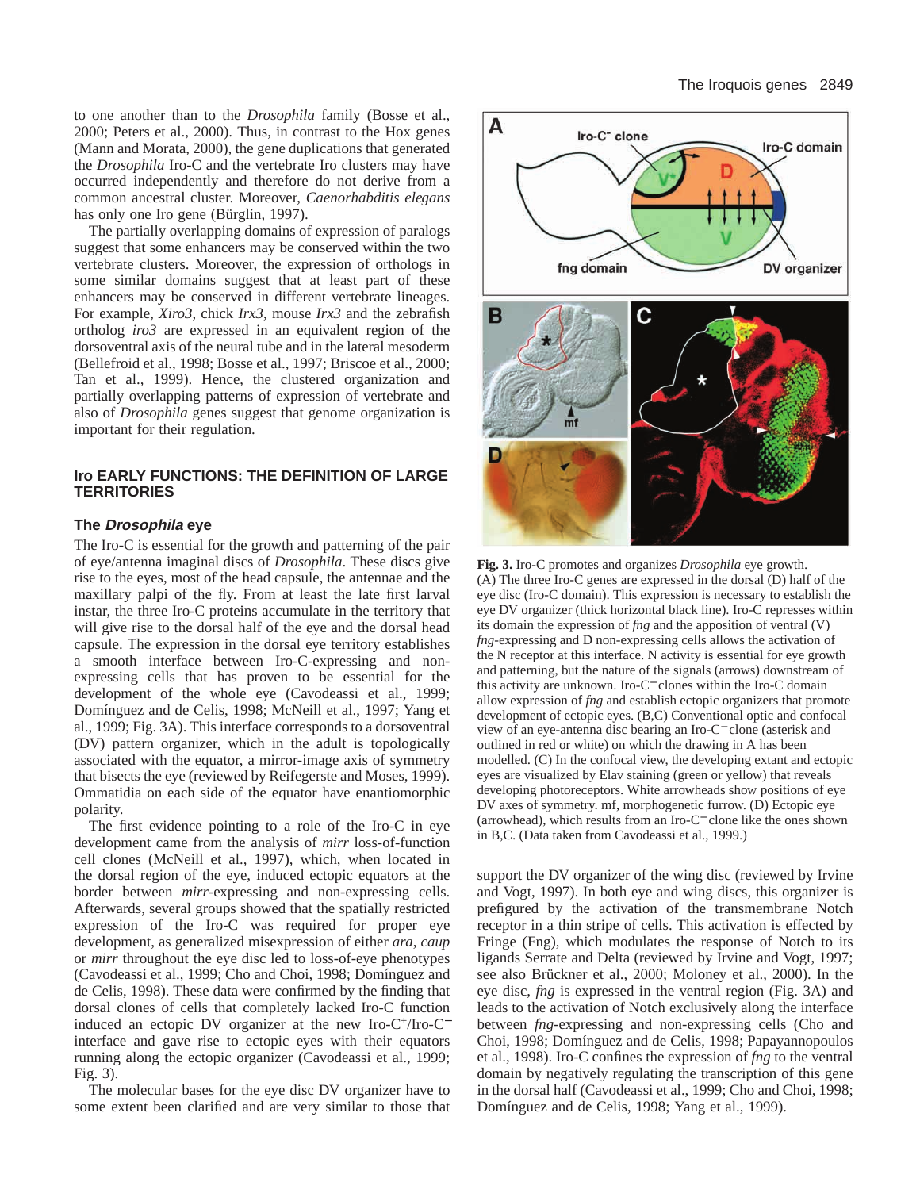to one another than to the *Drosophila* family (Bosse et al., 2000; Peters et al., 2000). Thus, in contrast to the Hox genes (Mann and Morata, 2000), the gene duplications that generated the *Drosophila* Iro-C and the vertebrate Iro clusters may have occurred independently and therefore do not derive from a common ancestral cluster. Moreover, *Caenorhabditis elegans* has only one Iro gene (Bürglin, 1997).

The partially overlapping domains of expression of paralogs suggest that some enhancers may be conserved within the two vertebrate clusters. Moreover, the expression of orthologs in some similar domains suggest that at least part of these enhancers may be conserved in different vertebrate lineages. For example, *Xiro3*, chick *Irx3*, mouse *Irx3* and the zebrafish ortholog *iro3* are expressed in an equivalent region of the dorsoventral axis of the neural tube and in the lateral mesoderm (Bellefroid et al., 1998; Bosse et al., 1997; Briscoe et al., 2000; Tan et al., 1999). Hence, the clustered organization and partially overlapping patterns of expression of vertebrate and also of *Drosophila* genes suggest that genome organization is important for their regulation.

## Iro EARLY FUNCTIONS: THE DEFINITION OF LARGE TERRITORIES

### The *Drosophila* eye

The Iro-C is essential for the growth and patterning of the pair of eye/antenna imaginal discs of *Drosophila*. These discs give rise to the eyes, most of the head capsule, the antennae and the maxillary palpi of the fly. From at least the late first larval instar, the three Iro-C proteins accumulate in the territory that will give rise to the dorsal half of the eye and the dorsal head capsule. The expression in the dorsal eye territory establishes a smooth interface between Iro-C-expressing and non-expressing cells that has proven to be essential for the development of the whole eye (Cavodeassi et al., 1999; Domínguez and de Celis, 1998; McNeill et al., 1997; Yang et al., 1999; Fig. 3A). This interface corresponds to a dorsoventral (DV) pattern organizer, which in the adult is topologically associated with the equator, a mirror-image axis of symmetry that bisects the eye (reviewed by Reifegerste and Moses, 1999). Ommatidia on each side of the equator have enantiomorphic polarity.

The first evidence pointing to a role of the Iro-C in eye development came from the analysis of *mirr* loss-of-function cell clones (McNeill et al., 1997), which, when located in the dorsal region of the eye, induced ectopic equators at the border between *mirr*-expressing and non-expressing cells. Afterwards, several groups showed that the spatially restricted expression of the Iro-C was required for proper eye development, as generalized misexpression of either *ara*, *caup* or *mirr* throughout the eye disc led to loss-of-eye phenotypes (Cavodeassi et al., 1999; Cho and Choi, 1998; Domínguez and de Celis, 1998). These data were confirmed by the finding that dorsal clones of cells that completely lacked Iro-C function induced an ectopic DV organizer at the new Iro-C$^{+}$/Iro-C$^{-}$ interface and gave rise to ectopic eyes with their equators running along the ectopic organizer (Cavodeassi et al., 1999; Fig. 3).

The molecular bases for the eye disc DV organizer have to some extent been clarified and are very similar to those that support the DV organizer of the wing disc (reviewed by Irvine and Vogt, 1997). In both eye and wing discs, this organizer is prefigured by the activation of the transmembrane Notch receptor in a thin stripe of cells. This activation is effected by Fringe (Fng), which modulates the response of Notch to its ligands Serrate and Delta (reviewed by Irvine and Vogt, 1997; see also Brückner et al., 2000; Moloney et al., 2000). In the eye disc, *fng* is expressed in the ventral region (Fig. 3A) and leads to the activation of Notch exclusively along the interface between *fng*-expressing and non-expressing cells (Cho and Choi, 1998; Domínguez and de Celis, 1998; Papayannopoulos et al., 1998). Iro-C confines the expression of *fng* to the ventral domain by negatively regulating the transcription of this gene in the dorsal half (Cavodeassi et al., 1999; Cho and Choi, 1998; Domínguez and de Celis, 1998; Yang et al., 1999).

**Fig. 3.** Iro-C promotes and organizes *Drosophila* eye growth. (A) The three Iro-C genes are expressed in the dorsal (D) half of the eye disc (Iro-C domain). This expression is necessary to establish the eye DV organizer (thick horizontal black line). Iro-C represses within its domain the expression of *fng* and the apposition of ventral (V) *fng*-expressing and D non-expressing cells allows the activation of the N receptor at this interface. N activity is essential for eye growth and patterning, but the nature of the signals (arrows) downstream of this activity are unknown. Iro-C$^{-}$ clones within the Iro-C domain allow expression of *fng* and establish ectopic organizers that promote development of ectopic eyes. (B,C) Conventional optic and confocal view of an eye-antenna disc bearing an Iro-C$^{-}$ clone (asterisk and outlined in red or white) on which the drawing in A has been modelled. (C) In the confocal view, the developing extant and ectopic eyes are visualized by Elav staining (green or yellow) that reveals developing photoreceptors. White arrowheads show positions of eye DV axes of symmetry. mf, morphogenetic furrow. (D) Ectopic eye (arrowhead), which results from an Iro-C$^{-}$ clone like the ones shown in B,C. (Data taken from Cavodeassi et al., 1999.)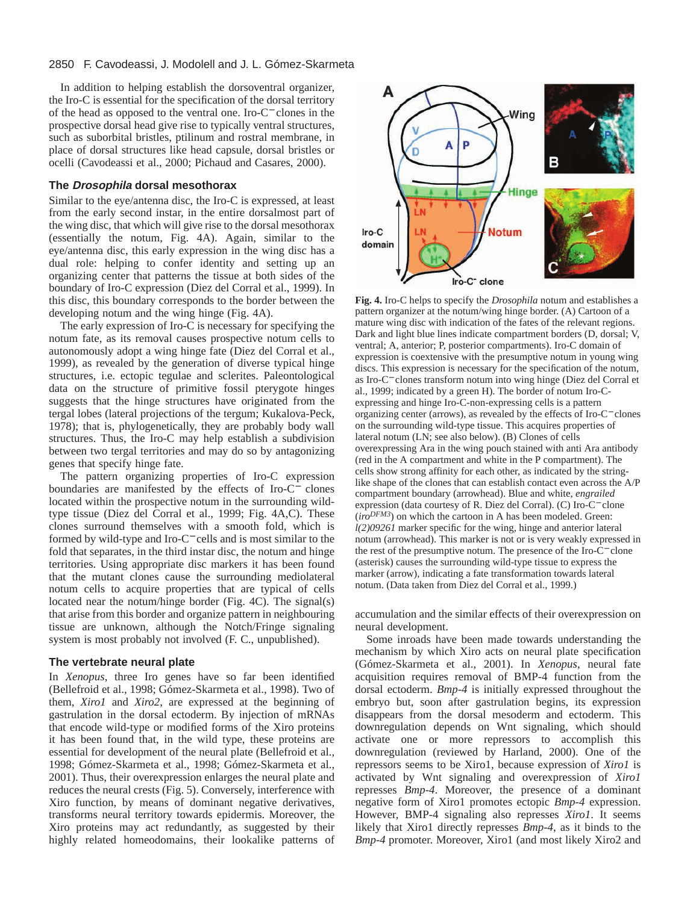In addition to helping establish the dorsoventral organizer, the Iro-C is essential for the specification of the dorsal territory of the head as opposed to the ventral one. Iro-C$^{-}$ clones in the prospective dorsal head give rise to typically ventral structures, such as suborbital bristles, ptilinum and rostral membrane, in place of dorsal structures like head capsule, dorsal bristles or ocelli (Cavodeassi et al., 2000; Pichaud and Casares, 2000).

### The *Drosophila* dorsal mesothorax

Similar to the eye/antenna disc, the Iro-C is expressed, at least from the early second instar, in the entire dorsalmost part of the wing disc, that which will give rise to the dorsal mesothorax (essentially the notum, Fig. 4A). Again, similar to the eye/antenna disc, this early expression in the wing disc has a dual role: helping to confer identity and setting up an organizing center that patterns the tissue at both sides of the boundary of Iro-C expression (Diez del Corral et al., 1999). In this disc, this boundary corresponds to the border between the developing notum and the wing hinge (Fig. 4A).

The early expression of Iro-C is necessary for specifying the notum fate, as its removal causes prospective notum cells to autonomously adopt a wing hinge fate (Diez del Corral et al., 1999), as revealed by the generation of diverse typical hinge structures, i.e. ectopic tegulae and sclerites. Paleontological data on the structure of primitive fossil pterygote hinges suggests that the hinge structures have originated from the tergal lobes (lateral projections of the tergum; Kukalova-Peck, 1978); that is, phylogenetically, they are probably body wall structures. Thus, the Iro-C may help establish a subdivision between two tergal territories and may do so by antagonizing genes that specify hinge fate.

The pattern organizing properties of Iro-C expression boundaries are manifested by the effects of Iro-C$^{-}$ clones located within the prospective notum in the surrounding wild-type tissue (Diez del Corral et al., 1999; Fig. 4A,C). These clones surround themselves with a smooth fold, which is formed by wild-type and Iro-C$^{-}$cells and is most similar to the fold that separates, in the third instar disc, the notum and hinge territories. Using appropriate disc markers it has been found that the mutant clones cause the surrounding mediolateral notum cells to acquire properties that are typical of cells located near the notum/hinge border (Fig. 4C). The signal(s) that arise from this border and organize pattern in neighbouring tissue are unknown, although the Notch/Fringe signaling system is most probably not involved (F. C., unpublished).

**Fig. 4.** Iro-C helps to specify the *Drosophila* notum and establishes a pattern organizer at the notum/wing hinge border. (A) Cartoon of a mature wing disc with indication of the fates of the relevant regions. Dark and light blue lines indicate compartment borders (D, dorsal; V, ventral; A, anterior; P, posterior compartments). Iro-C domain of expression is coextensive with the presumptive notum in young wing discs. This expression is necessary for the specification of the notum, as Iro-C$^{-}$clones transform notum into wing hinge (Diez del Corral et al., 1999; indicated by a green H). The border of notum Iro-C-expressing and hinge Iro-C-non-expressing cells is a pattern organizing center (arrows), as revealed by the effects of Iro-C$^{-}$clones on the surrounding wild-type tissue. This acquires properties of lateral notum (LN; see also below). (B) Clones of cells overexpressing Ara in the wing pouch stained with anti Ara antibody (red in the A compartment and white in the P compartment). The cells show strong affinity for each other, as indicated by the string-like shape of the clones that can establish contact even across the A/P compartment boundary (arrowhead). Blue and white, *engrailed* expression (data courtesy of R. Diez del Corral). (C) Iro-C$^{-}$clone ($iro^{DFM3}$) on which the cartoon in A has been modeled. Green: *l(2)09261* marker specific for the wing, hinge and anterior lateral notum (arrowhead). This marker is not or is very weakly expressed in the rest of the presumptive notum. The presence of the Iro-C$^{-}$clone (asterisk) causes the surrounding wild-type tissue to express the marker (arrow), indicating a fate transformation towards lateral notum. (Data taken from Diez del Corral et al., 1999.)

### The vertebrate neural plate

In *Xenopus*, three Iro genes have so far been identified (Bellefroid et al., 1998; Gómez-Skarmeta et al., 1998). Two of them, *Xiro1* and *Xiro2*, are expressed at the beginning of gastrulation in the dorsal ectoderm. By injection of mRNAs that encode wild-type or modified forms of the Xiro proteins it has been found that, in the wild type, these proteins are essential for development of the neural plate (Bellefroid et al., 1998; Gómez-Skarmeta et al., 1998; Gómez-Skarmeta et al., 2001). Thus, their overexpression enlarges the neural plate and reduces the neural crests (Fig. 5). Conversely, interference with Xiro function, by means of dominant negative derivatives, transforms neural territory towards epidermis. Moreover, the Xiro proteins may act redundantly, as suggested by their highly related homeodomains, their lookalike patterns of accumulation and the similar effects of their overexpression on neural development.

Some inroads have been made towards understanding the mechanism by which Xiro acts on neural plate specification (Gómez-Skarmeta et al., 2001). In *Xenopus*, neural fate acquisition requires removal of BMP-4 function from the dorsal ectoderm. *Bmp-4* is initially expressed throughout the embryo but, soon after gastrulation begins, its expression disappears from the dorsal mesoderm and ectoderm. This downregulation depends on Wnt signaling, which should activate one or more repressors to accomplish this downregulation (reviewed by Harland, 2000). One of the repressors seems to be Xiro1, because expression of *Xiro1* is activated by Wnt signaling and overexpression of *Xiro1* represses *Bmp-4*. Moreover, the presence of a dominant negative form of Xiro1 promotes ectopic *Bmp-4* expression. However, BMP-4 signaling also represses *Xiro1*. It seems likely that Xiro1 directly represses *Bmp-4*, as it binds to the *Bmp-4* promoter. Moreover, Xiro1 (and most likely Xiro2 and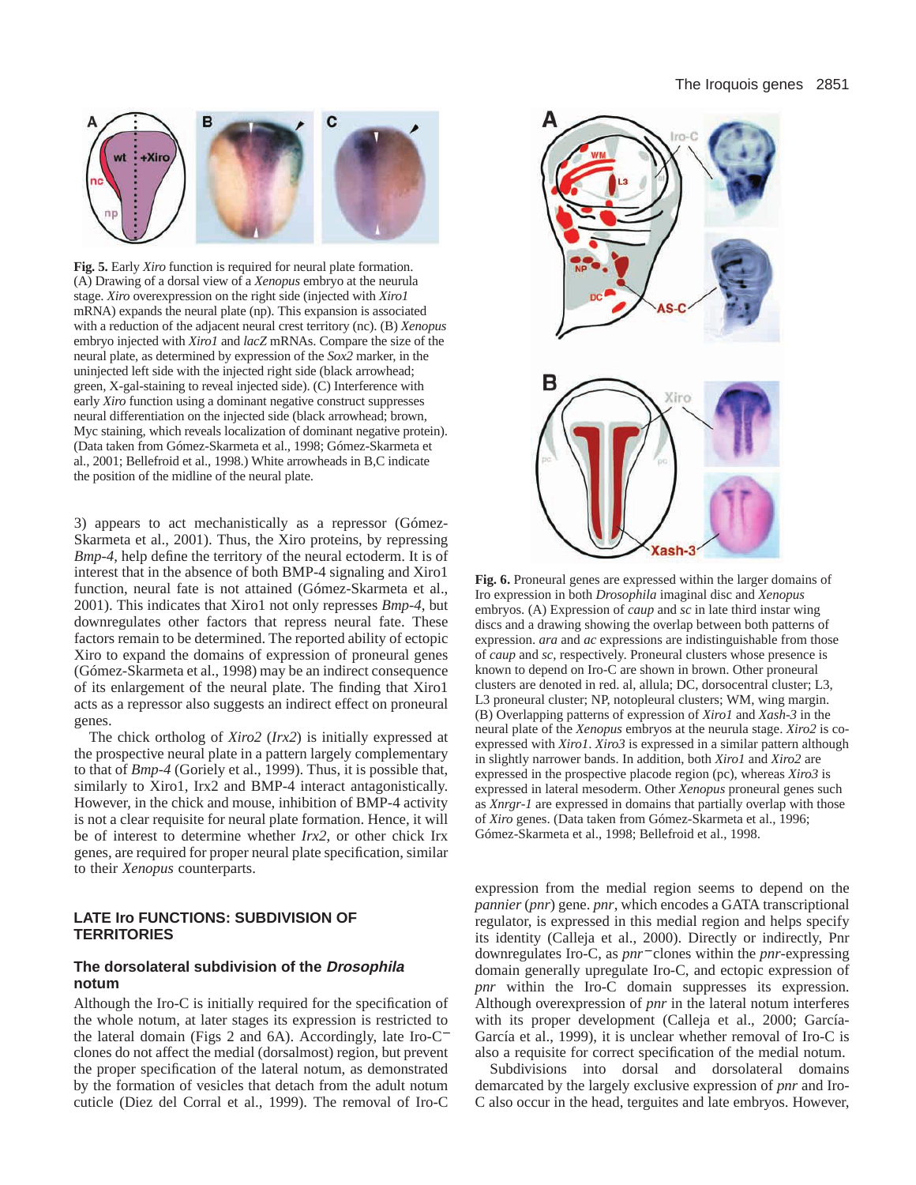**Fig. 5.** Early *Xiro* function is required for neural plate formation. (A) Drawing of a dorsal view of a *Xenopus* embryo at the neurula stage. *Xiro* overexpression on the right side (injected with *Xiro1* mRNA) expands the neural plate (np). This expansion is associated with a reduction of the adjacent neural crest territory (nc). (B) *Xenopus* embryo injected with *Xiro1* and *lacZ* mRNAs. Compare the size of the neural plate, as determined by expression of the *Sox2* marker, in the uninjected left side with the injected right side (black arrowhead; green, X-gal-staining to reveal injected side). (C) Interference with early *Xiro* function using a dominant negative construct suppresses neural differentiation on the injected side (black arrowhead; brown, Myc staining, which reveals localization of dominant negative protein). (Data taken from Gómez-Skarmeta et al., 1998; Gómez-Skarmeta et al., 2001; Bellefroid et al., 1998.) White arrowheads in B,C indicate the position of the midline of the neural plate.

3) appears to act mechanistically as a repressor (Gómez-Skarmeta et al., 2001). Thus, the Xiro proteins, by repressing *Bmp-4*, help define the territory of the neural ectoderm. It is of interest that in the absence of both BMP-4 signaling and Xiro1 function, neural fate is not attained (Gómez-Skarmeta et al., 2001). This indicates that Xiro1 not only represses *Bmp-4*, but downregulates other factors that repress neural fate. These factors remain to be determined. The reported ability of ectopic Xiro to expand the domains of expression of proneural genes (Gómez-Skarmeta et al., 1998) may be an indirect consequence of its enlargement of the neural plate. The finding that Xiro1 acts as a repressor also suggests an indirect effect on proneural genes.

The chick ortholog of *Xiro2* (*Irx2*) is initially expressed at the prospective neural plate in a pattern largely complementary to that of *Bmp-4* (Goriely et al., 1999). Thus, it is possible that, similarly to Xiro1, Irx2 and BMP-4 interact antagonistically. However, in the chick and mouse, inhibition of BMP-4 activity is not a clear requisite for neural plate formation. Hence, it will be of interest to determine whether *Irx2*, or other chick Irx genes, are required for proper neural plate specification, similar to their *Xenopus* counterparts.

## LATE Iro FUNCTIONS: SUBDIVISION OF TERRITORIES

### The dorsolateral subdivision of the *Drosophila* notum

Although the Iro-C is initially required for the specification of the whole notum, at later stages its expression is restricted to the lateral domain (Figs 2 and 6A). Accordingly, late Iro-C$^-$ clones do not affect the medial (dorsalmost) region, but prevent the proper specification of the lateral notum, as demonstrated by the formation of vesicles that detach from the adult notum cuticle (Diez del Corral et al., 1999). The removal of Iro-C

**Fig. 6.** Proneural genes are expressed within the larger domains of Iro expression in both *Drosophila* imaginal disc and *Xenopus* embryos. (A) Expression of *caup* and *sc* in late third instar wing discs and a drawing showing the overlap between both patterns of expression. *ara* and *ac* expressions are indistinguishable from those of *caup* and *sc*, respectively. Proneural clusters whose presence is known to depend on Iro-C are shown in brown. Other proneural clusters are denoted in red. al, allula; DC, dorsocentral cluster; L3, L3 proneural cluster; NP, notopleural clusters; WM, wing margin. (B) Overlapping patterns of expression of *Xiro1* and *Xash-3* in the neural plate of the *Xenopus* embryos at the neurula stage. *Xiro2* is co-expressed with *Xiro1*. *Xiro3* is expressed in a similar pattern although in slightly narrower bands. In addition, both *Xiro1* and *Xiro2* are expressed in the prospective placode region (pc), whereas *Xiro3* is expressed in lateral mesoderm. Other *Xenopus* proneural genes such as *Xnrgr-1* are expressed in domains that partially overlap with those of *Xiro* genes. (Data taken from Gómez-Skarmeta et al., 1996; Gómez-Skarmeta et al., 1998; Bellefroid et al., 1998.

expression from the medial region seems to depend on the *pannier* (*pnr*) gene. *pnr*, which encodes a GATA transcriptional regulator, is expressed in this medial region and helps specify its identity (Calleja et al., 2000). Directly or indirectly, Pnr downregulates Iro-C, as *pnr*$^-$clones within the *pnr*-expressing domain generally upregulate Iro-C, and ectopic expression of *pnr* within the Iro-C domain suppresses its expression. Although overexpression of *pnr* in the lateral notum interferes with its proper development (Calleja et al., 2000; García-García et al., 1999), it is unclear whether removal of Iro-C is also a requisite for correct specification of the medial notum.

Subdivisions into dorsal and dorsolateral domains demarcated by the largely exclusive expression of *pnr* and Iro-C also occur in the head, terguites and late embryos. However,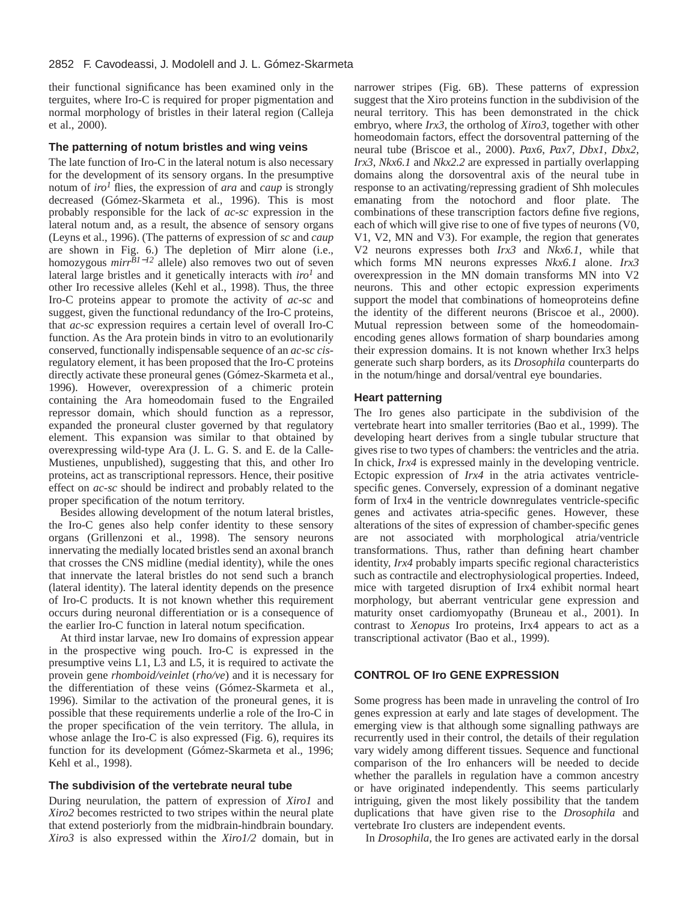their functional significance has been examined only in the terguites, where Iro-C is required for proper pigmentation and normal morphology of bristles in their lateral region (Calleja et al., 2000).

### The patterning of notum bristles and wing veins

The late function of Iro-C in the lateral notum is also necessary for the development of its sensory organs. In the presumptive notum of *iro*[1] flies, the expression of *ara* and *caup* is strongly decreased (Gómez-Skarmeta et al., 1996). This is most probably responsible for the lack of *ac-sc* expression in the lateral notum and, as a result, the absence of sensory organs (Leyns et al., 1996). (The patterns of expression of *sc* and *caup* are shown in Fig. 6.) The depletion of Mirr alone (i.e., homozygous *mirr*$^{B1-12}$ allele) also removes two out of seven lateral large bristles and it genetically interacts with *iro*[1] and other Iro recessive alleles (Kehl et al., 1998). Thus, the three Iro-C proteins appear to promote the activity of *ac-sc* and suggest, given the functional redundancy of the Iro-C proteins, that *ac-sc* expression requires a certain level of overall Iro-C function. As the Ara protein binds in vitro to an evolutionarily conserved, functionally indispensable sequence of an *ac-sc cis*-regulatory element, it has been proposed that the Iro-C proteins directly activate these proneural genes (Gómez-Skarmeta et al., 1996). However, overexpression of a chimeric protein containing the Ara homeodomain fused to the Engrailed repressor domain, which should function as a repressor, expanded the proneural cluster governed by that regulatory element. This expansion was similar to that obtained by overexpressing wild-type Ara (J. L. G. S. and E. de la Calle-Mustienes, unpublished), suggesting that this, and other Iro proteins, act as transcriptional repressors. Hence, their positive effect on *ac-sc* should be indirect and probably related to the proper specification of the notum territory.

Besides allowing development of the notum lateral bristles, the Iro-C genes also help confer identity to these sensory organs (Grillenzoni et al., 1998). The sensory neurons innervating the medially located bristles send an axonal branch that crosses the CNS midline (medial identity), while the ones that innervate the lateral bristles do not send such a branch (lateral identity). The lateral identity depends on the presence of Iro-C products. It is not known whether this requirement occurs during neuronal differentiation or is a consequence of the earlier Iro-C function in lateral notum specification.

At third instar larvae, new Iro domains of expression appear in the prospective wing pouch. Iro-C is expressed in the presumptive veins L1, L3 and L5, it is required to activate the provein gene *rhomboid/veinlet* (*rho/ve*) and it is necessary for the differentiation of these veins (Gómez-Skarmeta et al., 1996). Similar to the activation of the proneural genes, it is possible that these requirements underlie a role of the Iro-C in the proper specification of the vein territory. The allula, in whose anlage the Iro-C is also expressed (Fig. 6), requires its function for its development (Gómez-Skarmeta et al., 1996; Kehl et al., 1998).

### The subdivision of the vertebrate neural tube

During neurulation, the pattern of expression of *Xiro1* and *Xiro2* becomes restricted to two stripes within the neural plate that extend posteriorly from the midbrain-hindbrain boundary. *Xiro3* is also expressed within the *Xiro1/2* domain, but in narrower stripes (Fig. 6B). These patterns of expression suggest that the Xiro proteins function in the subdivision of the neural territory. This has been demonstrated in the chick embryo, where *Irx3*, the ortholog of *Xiro3*, together with other homeodomain factors, effect the dorsoventral patterning of the neural tube (Briscoe et al., 2000). *Pax6*, *Pax7*, *Dbx1*, *Dbx2*, *Irx3*, *Nkx6.1* and *Nkx2.2* are expressed in partially overlapping domains along the dorsoventral axis of the neural tube in response to an activating/repressing gradient of Shh molecules emanating from the notochord and floor plate. The combinations of these transcription factors define five regions, each of which will give rise to one of five types of neurons (V0, V1, V2, MN and V3). For example, the region that generates V2 neurons expresses both *Irx3* and *Nkx6.1*, while that which forms MN neurons expresses *Nkx6.1* alone. *Irx3* overexpression in the MN domain transforms MN into V2 neurons. This and other ectopic expression experiments support the model that combinations of homeoproteins define the identity of the different neurons (Briscoe et al., 2000). Mutual repression between some of the homeodomain-encoding genes allows formation of sharp boundaries among their expression domains. It is not known whether Irx3 helps generate such sharp borders, as its *Drosophila* counterparts do in the notum/hinge and dorsal/ventral eye boundaries.

### Heart patterning

The Iro genes also participate in the subdivision of the vertebrate heart into smaller territories (Bao et al., 1999). The developing heart derives from a single tubular structure that gives rise to two types of chambers: the ventricles and the atria. In chick, *Irx4* is expressed mainly in the developing ventricle. Ectopic expression of *Irx4* in the atria activates ventricle-specific genes. Conversely, expression of a dominant negative form of Irx4 in the ventricle downregulates ventricle-specific genes and activates atria-specific genes. However, these alterations of the sites of expression of chamber-specific genes are not associated with morphological atria/ventricle transformations. Thus, rather than defining heart chamber identity, *Irx4* probably imparts specific regional characteristics such as contractile and electrophysiological properties. Indeed, mice with targeted disruption of Irx4 exhibit normal heart morphology, but aberrant ventricular gene expression and maturity onset cardiomyopathy (Bruneau et al., 2001). In contrast to *Xenopus* Iro proteins, Irx4 appears to act as a transcriptional activator (Bao et al., 1999).

## CONTROL OF Iro GENE EXPRESSION

Some progress has been made in unraveling the control of Iro genes expression at early and late stages of development. The emerging view is that although some signalling pathways are recurrently used in their control, the details of their regulation vary widely among different tissues. Sequence and functional comparison of the Iro enhancers will be needed to decide whether the parallels in regulation have a common ancestry or have originated independently. This seems particularly intriguing, given the most likely possibility that the tandem duplications that have given rise to the *Drosophila* and vertebrate Iro clusters are independent events.

In *Drosophila*, the Iro genes are activated early in the dorsal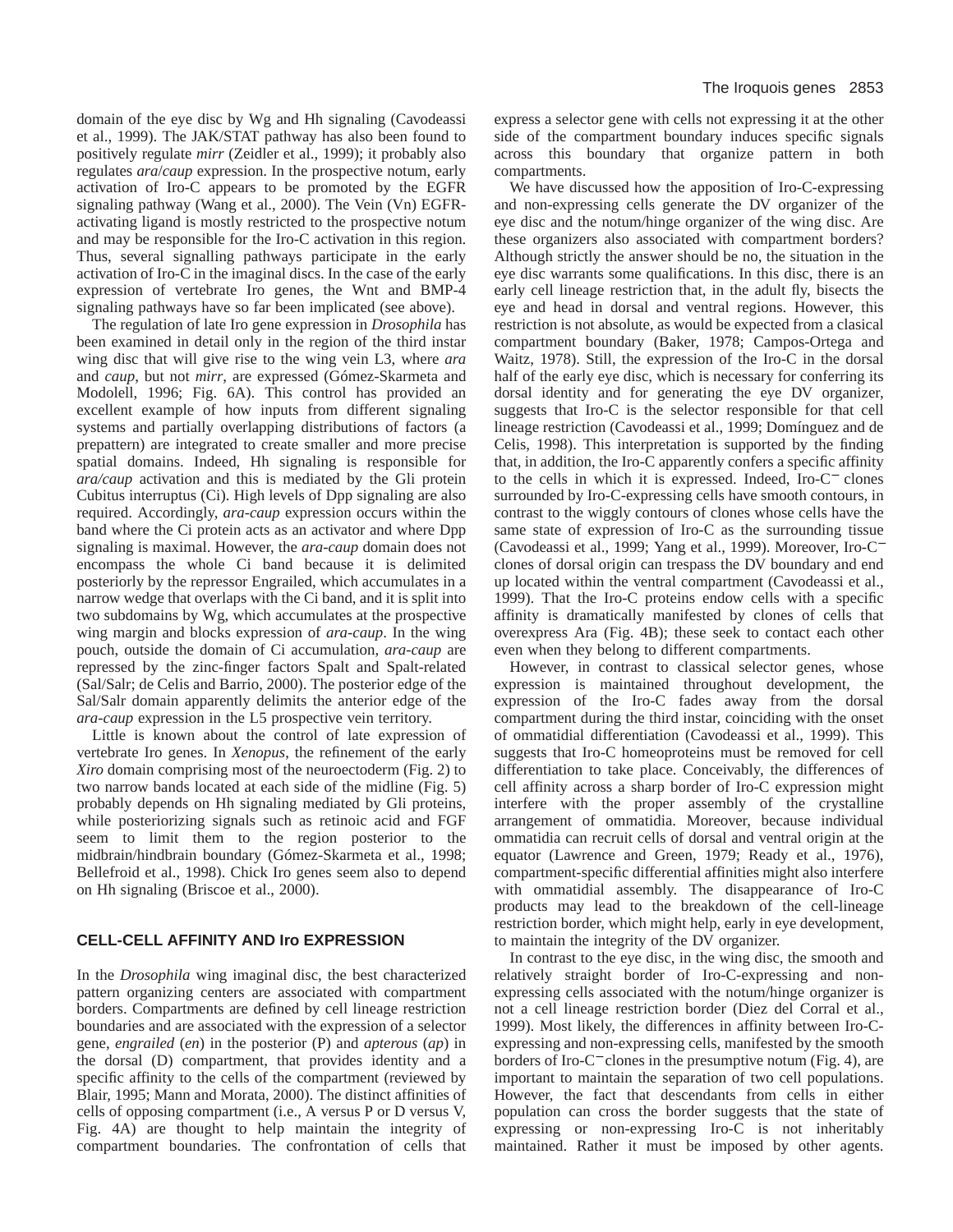domain of the eye disc by Wg and Hh signaling (Cavodeassi et al., 1999). The JAK/STAT pathway has also been found to positively regulate *mirr* (Zeidler et al., 1999); it probably also regulates *ara*/*caup* expression. In the prospective notum, early activation of Iro-C appears to be promoted by the EGFR signaling pathway (Wang et al., 2000). The Vein (Vn) EGFR-activating ligand is mostly restricted to the prospective notum and may be responsible for the Iro-C activation in this region. Thus, several signalling pathways participate in the early activation of Iro-C in the imaginal discs. In the case of the early expression of vertebrate Iro genes, the Wnt and BMP-4 signaling pathways have so far been implicated (see above).

The regulation of late Iro gene expression in *Drosophila* has been examined in detail only in the region of the third instar wing disc that will give rise to the wing vein L3, where *ara* and *caup*, but not *mirr*, are expressed (Gómez-Skarmeta and Modolell, 1996; Fig. 6A). This control has provided an excellent example of how inputs from different signaling systems and partially overlapping distributions of factors (a prepattern) are integrated to create smaller and more precise spatial domains. Indeed, Hh signaling is responsible for *ara/caup* activation and this is mediated by the Gli protein Cubitus interruptus (Ci). High levels of Dpp signaling are also required. Accordingly, *ara-caup* expression occurs within the band where the Ci protein acts as an activator and where Dpp signaling is maximal. However, the *ara-caup* domain does not encompass the whole Ci band because it is delimited posteriorly by the repressor Engrailed, which accumulates in a narrow wedge that overlaps with the Ci band, and it is split into two subdomains by Wg, which accumulates at the prospective wing margin and blocks expression of *ara-caup*. In the wing pouch, outside the domain of Ci accumulation, *ara-caup* are repressed by the zinc-finger factors Spalt and Spalt-related (Sal/Salr; de Celis and Barrio, 2000). The posterior edge of the Sal/Salr domain apparently delimits the anterior edge of the *ara-caup* expression in the L5 prospective vein territory.

Little is known about the control of late expression of vertebrate Iro genes. In *Xenopus*, the refinement of the early *Xiro* domain comprising most of the neuroectoderm (Fig. 2) to two narrow bands located at each side of the midline (Fig. 5) probably depends on Hh signaling mediated by Gli proteins, while posteriorizing signals such as retinoic acid and FGF seem to limit them to the region posterior to the midbrain/hindbrain boundary (Gómez-Skarmeta et al., 1998; Bellefroid et al., 1998). Chick Iro genes seem also to depend on Hh signaling (Briscoe et al., 2000).

## CELL-CELL AFFINITY AND Iro EXPRESSION

In the *Drosophila* wing imaginal disc, the best characterized pattern organizing centers are associated with compartment borders. Compartments are defined by cell lineage restriction boundaries and are associated with the expression of a selector gene, *engrailed* (*en*) in the posterior (P) and *apterous* (*ap*) in the dorsal (D) compartment, that provides identity and a specific affinity to the cells of the compartment (reviewed by Blair, 1995; Mann and Morata, 2000). The distinct affinities of cells of opposing compartment (i.e., A versus P or D versus V, Fig. 4A) are thought to help maintain the integrity of compartment boundaries. The confrontation of cells that express a selector gene with cells not expressing it at the other side of the compartment boundary induces specific signals across this boundary that organize pattern in both compartments.

We have discussed how the apposition of Iro-C-expressing and non-expressing cells generate the DV organizer of the eye disc and the notum/hinge organizer of the wing disc. Are these organizers also associated with compartment borders? Although strictly the answer should be no, the situation in the eye disc warrants some qualifications. In this disc, there is an early cell lineage restriction that, in the adult fly, bisects the eye and head in dorsal and ventral regions. However, this restriction is not absolute, as would be expected from a clasical compartment boundary (Baker, 1978; Campos-Ortega and Waitz, 1978). Still, the expression of the Iro-C in the dorsal half of the early eye disc, which is necessary for conferring its dorsal identity and for generating the eye DV organizer, suggests that Iro-C is the selector responsible for that cell lineage restriction (Cavodeassi et al., 1999; Domínguez and de Celis, 1998). This interpretation is supported by the finding that, in addition, the Iro-C apparently confers a specific affinity to the cells in which it is expressed. Indeed, Iro-C$^-$ clones surrounded by Iro-C-expressing cells have smooth contours, in contrast to the wiggly contours of clones whose cells have the same state of expression of Iro-C as the surrounding tissue (Cavodeassi et al., 1999; Yang et al., 1999). Moreover, Iro-C$^-$ clones of dorsal origin can trespass the DV boundary and end up located within the ventral compartment (Cavodeassi et al., 1999). That the Iro-C proteins endow cells with a specific affinity is dramatically manifested by clones of cells that overexpress Ara (Fig. 4B); these seek to contact each other even when they belong to different compartments.

However, in contrast to classical selector genes, whose expression is maintained throughout development, the expression of the Iro-C fades away from the dorsal compartment during the third instar, coinciding with the onset of ommatidial differentiation (Cavodeassi et al., 1999). This suggests that Iro-C homeoproteins must be removed for cell differentiation to take place. Conceivably, the differences of cell affinity across a sharp border of Iro-C expression might interfere with the proper assembly of the crystalline arrangement of ommatidia. Moreover, because individual ommatidia can recruit cells of dorsal and ventral origin at the equator (Lawrence and Green, 1979; Ready et al., 1976), compartment-specific differential affinities might also interfere with ommatidial assembly. The disappearance of Iro-C products may lead to the breakdown of the cell-lineage restriction border, which might help, early in eye development, to maintain the integrity of the DV organizer.

In contrast to the eye disc, in the wing disc, the smooth and relatively straight border of Iro-C-expressing and non-expressing cells associated with the notum/hinge organizer is not a cell lineage restriction border (Diez del Corral et al., 1999). Most likely, the differences in affinity between Iro-C-expressing and non-expressing cells, manifested by the smooth borders of Iro-C$^-$ clones in the presumptive notum (Fig. 4), are important to maintain the separation of two cell populations. However, the fact that descendants from cells in either population can cross the border suggests that the state of expressing or non-expressing Iro-C is not inheritably maintained. Rather it must be imposed by other agents.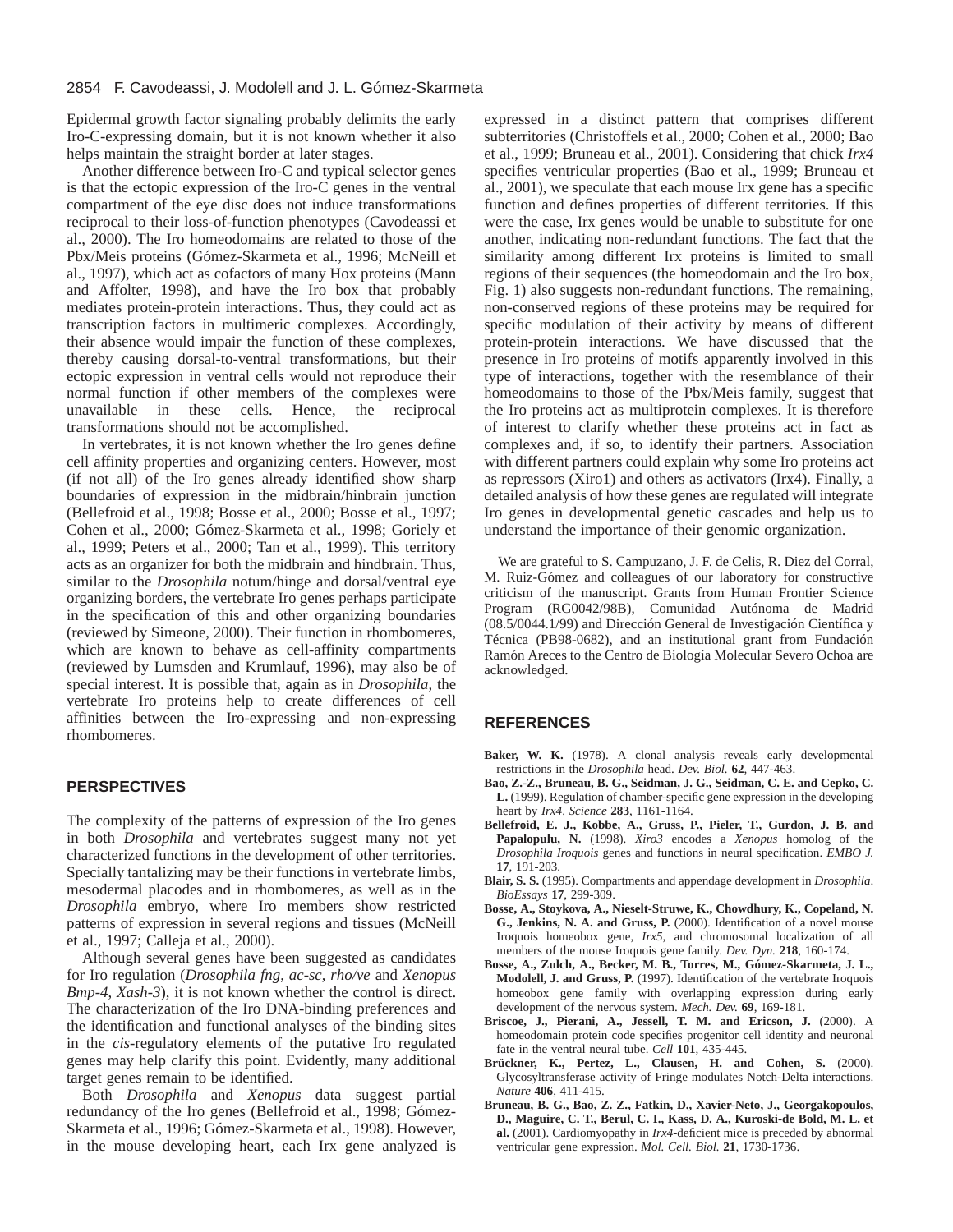Epidermal growth factor signaling probably delimits the early Iro-C-expressing domain, but it is not known whether it also helps maintain the straight border at later stages.

Another difference between Iro-C and typical selector genes is that the ectopic expression of the Iro-C genes in the ventral compartment of the eye disc does not induce transformations reciprocal to their loss-of-function phenotypes (Cavodeassi et al., 2000). The Iro homeodomains are related to those of the Pbx/Meis proteins (Gómez-Skarmeta et al., 1996; McNeill et al., 1997), which act as cofactors of many Hox proteins (Mann and Affolter, 1998), and have the Iro box that probably mediates protein-protein interactions. Thus, they could act as transcription factors in multimeric complexes. Accordingly, their absence would impair the function of these complexes, thereby causing dorsal-to-ventral transformations, but their ectopic expression in ventral cells would not reproduce their normal function if other members of the complexes were unavailable in these cells. Hence, the reciprocal transformations should not be accomplished.

In vertebrates, it is not known whether the Iro genes define cell affinity properties and organizing centers. However, most (if not all) of the Iro genes already identified show sharp boundaries of expression in the midbrain/hinbrain junction (Bellefroid et al., 1998; Bosse et al., 2000; Bosse et al., 1997; Cohen et al., 2000; Gómez-Skarmeta et al., 1998; Goriely et al., 1999; Peters et al., 2000; Tan et al., 1999). This territory acts as an organizer for both the midbrain and hindbrain. Thus, similar to the *Drosophila* notum/hinge and dorsal/ventral eye organizing borders, the vertebrate Iro genes perhaps participate in the specification of this and other organizing boundaries (reviewed by Simeone, 2000). Their function in rhombomeres, which are known to behave as cell-affinity compartments (reviewed by Lumsden and Krumlauf, 1996), may also be of special interest. It is possible that, again as in *Drosophila*, the vertebrate Iro proteins help to create differences of cell affinities between the Iro-expressing and non-expressing rhombomeres.

## PERSPECTIVES

The complexity of the patterns of expression of the Iro genes in both *Drosophila* and vertebrates suggest many not yet characterized functions in the development of other territories. Specially tantalizing may be their functions in vertebrate limbs, mesodermal placodes and in rhombomeres, as well as in the *Drosophila* embryo, where Iro members show restricted patterns of expression in several regions and tissues (McNeill et al., 1997; Calleja et al., 2000).

Although several genes have been suggested as candidates for Iro regulation (*Drosophila fng*, *ac-sc*, *rho/ve* and *Xenopus Bmp-4*, *Xash-3*), it is not known whether the control is direct. The characterization of the Iro DNA-binding preferences and the identification and functional analyses of the binding sites in the *cis*-regulatory elements of the putative Iro regulated genes may help clarify this point. Evidently, many additional target genes remain to be identified.

Both *Drosophila* and *Xenopus* data suggest partial redundancy of the Iro genes (Bellefroid et al., 1998; Gómez-Skarmeta et al., 1996; Gómez-Skarmeta et al., 1998). However, in the mouse developing heart, each Irx gene analyzed is expressed in a distinct pattern that comprises different subterritories (Christoffels et al., 2000; Cohen et al., 2000; Bao et al., 1999; Bruneau et al., 2001). Considering that chick *Irx4* specifies ventricular properties (Bao et al., 1999; Bruneau et al., 2001), we speculate that each mouse Irx gene has a specific function and defines properties of different territories. If this were the case, Irx genes would be unable to substitute for one another, indicating non-redundant functions. The fact that the similarity among different Irx proteins is limited to small regions of their sequences (the homeodomain and the Iro box, Fig. 1) also suggests non-redundant functions. The remaining, non-conserved regions of these proteins may be required for specific modulation of their activity by means of different protein-protein interactions. We have discussed that the presence in Iro proteins of motifs apparently involved in this type of interactions, together with the resemblance of their homeodomains to those of the Pbx/Meis family, suggest that the Iro proteins act as multiprotein complexes. It is therefore of interest to clarify whether these proteins act in fact as complexes and, if so, to identify their partners. Association with different partners could explain why some Iro proteins act as repressors (Xiro1) and others as activators (Irx4). Finally, a detailed analysis of how these genes are regulated will integrate Iro genes in developmental genetic cascades and help us to understand the importance of their genomic organization.

We are grateful to S. Campuzano, J. F. de Celis, R. Diez del Corral, M. Ruiz-Gómez and colleagues of our laboratory for constructive criticism of the manuscript. Grants from Human Frontier Science Program (RG0042/98B), Comunidad Autónoma de Madrid (08.5/0044.1/99) and Dirección General de Investigación Científica y Técnica (PB98-0682), and an institutional grant from Fundación Ramón Areces to the Centro de Biología Molecular Severo Ochoa are acknowledged.

## REFERENCES

**Baker, W. K.** (1978). A clonal analysis reveals early developmental restrictions in the *Drosophila* head. *Dev. Biol.* **62**, 447-463.

**Bao, Z.-Z., Bruneau, B. G., Seidman, J. G., Seidman, C. E. and Cepko, C. L.** (1999). Regulation of chamber-specific gene expression in the developing heart by *Irx4*. *Science* **283**, 1161-1164.

**Bellefroid, E. J., Kobbe, A., Gruss, P., Pieler, T., Gurdon, J. B. and Papalopulu, N.** (1998). *Xiro3* encodes a *Xenopus* homolog of the *Drosophila Iroquois* genes and functions in neural specification. *EMBO J.* **17**, 191-203.

**Blair, S. S.** (1995). Compartments and appendage development in *Drosophila*. *BioEssays* **17**, 299-309.

**Bosse, A., Stoykova, A., Nieselt-Struwe, K., Chowdhury, K., Copeland, N. G., Jenkins, N. A. and Gruss, P.** (2000). Identification of a novel mouse Iroquois homeobox gene, *Irx5*, and chromosomal localization of all members of the mouse Iroquois gene family. *Dev. Dyn.* **218**, 160-174.

**Bosse, A., Zulch, A., Becker, M. B., Torres, M., Gómez-Skarmeta, J. L., Modolell, J. and Gruss, P.** (1997). Identification of the vertebrate Iroquois homeobox gene family with overlapping expression during early development of the nervous system. *Mech. Dev.* **69**, 169-181.

**Briscoe, J., Pierani, A., Jessell, T. M. and Ericson, J.** (2000). A homeodomain protein code specifies progenitor cell identity and neuronal fate in the ventral neural tube. *Cell* **101**, 435-445.

**Brückner, K., Pertez, L., Clausen, H. and Cohen, S.** (2000). Glycosyltransferase activity of Fringe modulates Notch-Delta interactions. *Nature* **406**, 411-415.

**Bruneau, B. G., Bao, Z. Z., Fatkin, D., Xavier-Neto, J., Georgakopoulos, D., Maguire, C. T., Berul, C. I., Kass, D. A., Kuroski-de Bold, M. L. et al.** (2001). Cardiomyopathy in *Irx4*-deficient mice is preceded by abnormal ventricular gene expression. *Mol. Cell. Biol.* **21**, 1730-1736.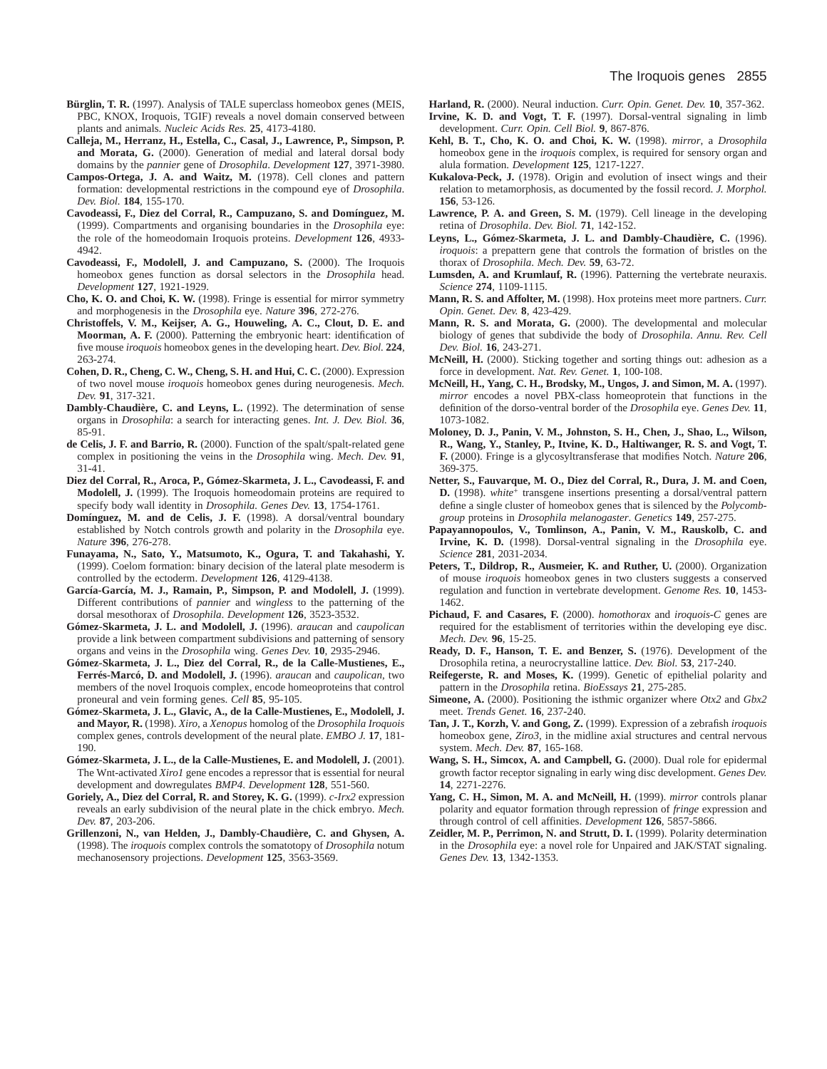**Bürglin, T. R.** (1997). Analysis of TALE superclass homeobox genes (MEIS, PBC, KNOX, Iroquois, TGIF) reveals a novel domain conserved between plants and animals. *Nucleic Acids Res.* **25**, 4173-4180.

**Calleja, M., Herranz, H., Estella, C., Casal, J., Lawrence, P., Simpson, P. and Morata, G.** (2000). Generation of medial and lateral dorsal body domains by the *pannier* gene of *Drosophila*. *Development* **127**, 3971-3980.

**Campos-Ortega, J. A. and Waitz, M.** (1978). Cell clones and pattern formation: developmental restrictions in the compound eye of *Drosophila*. *Dev. Biol.* **184**, 155-170.

**Cavodeassi, F., Diez del Corral, R., Campuzano, S. and Domínguez, M.** (1999). Compartments and organising boundaries in the *Drosophila* eye: the role of the homeodomain Iroquois proteins. *Development* **126**, 4933-4942.

**Cavodeassi, F., Modolell, J. and Campuzano, S.** (2000). The Iroquois homeobox genes function as dorsal selectors in the *Drosophila* head. *Development* **127**, 1921-1929.

**Cho, K. O. and Choi, K. W.** (1998). Fringe is essential for mirror symmetry and morphogenesis in the *Drosophila* eye. *Nature* **396**, 272-276.

**Christoffels, V. M., Keijser, A. G., Houweling, A. C., Clout, D. E. and Moorman, A. F.** (2000). Patterning the embryonic heart: identification of five mouse *iroquois* homeobox genes in the developing heart. *Dev. Biol.* **224**, 263-274.

**Cohen, D. R., Cheng, C. W., Cheng, S. H. and Hui, C. C.** (2000). Expression of two novel mouse *iroquois* homeobox genes during neurogenesis. *Mech. Dev.* **91**, 317-321.

**Dambly-Chaudière, C. and Leyns, L.** (1992). The determination of sense organs in *Drosophila*: a search for interacting genes. *Int. J. Dev. Biol.* **36**, 85-91.

**de Celis, J. F. and Barrio, R.** (2000). Function of the spalt/spalt-related gene complex in positioning the veins in the *Drosophila* wing. *Mech. Dev.* **91**, 31-41.

**Diez del Corral, R., Aroca, P., Gómez-Skarmeta, J. L., Cavodeassi, F. and Modolell, J.** (1999). The Iroquois homeodomain proteins are required to specify body wall identity in *Drosophila*. *Genes Dev.* **13**, 1754-1761.

**Domínguez, M. and de Celis, J. F.** (1998). A dorsal/ventral boundary established by Notch controls growth and polarity in the *Drosophila* eye. *Nature* **396**, 276-278.

**Funayama, N., Sato, Y., Matsumoto, K., Ogura, T. and Takahashi, Y.** (1999). Coelom formation: binary decision of the lateral plate mesoderm is controlled by the ectoderm. *Development* **126**, 4129-4138.

**García-García, M. J., Ramain, P., Simpson, P. and Modolell, J.** (1999). Different contributions of *pannier* and *wingless* to the patterning of the dorsal mesothorax of *Drosophila*. *Development* **126**, 3523-3532.

**Gómez-Skarmeta, J. L. and Modolell, J.** (1996). *araucan* and *caupolican* provide a link between compartment subdivisions and patterning of sensory organs and veins in the *Drosophila* wing. *Genes Dev.* **10**, 2935-2946.

**Gómez-Skarmeta, J. L., Diez del Corral, R., de la Calle-Mustienes, E., Ferrés-Marcó, D. and Modolell, J.** (1996). *araucan* and *caupolican*, two members of the novel Iroquois complex, encode homeoproteins that control proneural and vein forming genes. *Cell* **85**, 95-105.

**Gómez-Skarmeta, J. L., Glavic, A., de la Calle-Mustienes, E., Modolell, J. and Mayor, R.** (1998). *Xiro*, a *Xenopus* homolog of the *Drosophila Iroquois* complex genes, controls development of the neural plate. *EMBO J.* **17**, 181-190.

**Gómez-Skarmeta, J. L., de la Calle-Mustienes, E. and Modolell, J.** (2001). The Wnt-activated *Xiro1* gene encodes a repressor that is essential for neural development and dowregulates *BMP4*. *Development* **128**, 551-560.

**Goriely, A., Diez del Corral, R. and Storey, K. G.** (1999). *c-Irx2* expression reveals an early subdivision of the neural plate in the chick embryo. *Mech. Dev.* **87**, 203-206.

**Grillenzoni, N., van Helden, J., Dambly-Chaudière, C. and Ghysen, A.** (1998). The *iroquois* complex controls the somatotopy of *Drosophila* notum mechanosensory projections. *Development* **125**, 3563-3569.

**Harland, R.** (2000). Neural induction. *Curr. Opin. Genet. Dev.* **10**, 357-362.

**Irvine, K. D. and Vogt, T. F.** (1997). Dorsal-ventral signaling in limb development. *Curr. Opin. Cell Biol.* **9**, 867-876.

**Kehl, B. T., Cho, K. O. and Choi, K. W.** (1998). *mirror*, a *Drosophila* homeobox gene in the *iroquois* complex, is required for sensory organ and alula formation. *Development* **125**, 1217-1227.

**Kukalova-Peck, J.** (1978). Origin and evolution of insect wings and their relation to metamorphosis, as documented by the fossil record. *J. Morphol.* **156**, 53-126.

**Lawrence, P. A. and Green, S. M.** (1979). Cell lineage in the developing retina of *Drosophila*. *Dev. Biol.* **71**, 142-152.

**Leyns, L., Gómez-Skarmeta, J. L. and Dambly-Chaudière, C.** (1996). *iroquois*: a prepattern gene that controls the formation of bristles on the thorax of *Drosophila*. *Mech. Dev.* **59**, 63-72.

**Lumsden, A. and Krumlauf, R.** (1996). Patterning the vertebrate neuraxis. *Science* **274**, 1109-1115.

**Mann, R. S. and Affolter, M.** (1998). Hox proteins meet more partners. *Curr. Opin. Genet. Dev.* **8**, 423-429.

**Mann, R. S. and Morata, G.** (2000). The developmental and molecular biology of genes that subdivide the body of *Drosophila*. *Annu. Rev. Cell Dev. Biol.* **16**, 243-271.

**McNeill, H.** (2000). Sticking together and sorting things out: adhesion as a force in development. *Nat. Rev. Genet.* **1**, 100-108.

**McNeill, H., Yang, C. H., Brodsky, M., Ungos, J. and Simon, M. A.** (1997). *mirror* encodes a novel PBX-class homeoprotein that functions in the definition of the dorso-ventral border of the *Drosophila* eye. *Genes Dev.* **11**, 1073-1082.

**Moloney, D. J., Panin, V. M., Johnston, S. H., Chen, J., Shao, L., Wilson, R., Wang, Y., Stanley, P., Itvine, K. D., Haltiwanger, R. S. and Vogt, T. F.** (2000). Fringe is a glycosyltransferase that modifies Notch. *Nature* **206**, 369-375.

**Netter, S., Fauvarque, M. O., Diez del Corral, R., Dura, J. M. and Coen, D.** (1998). *white*$^{+}$ transgene insertions presenting a dorsal/ventral pattern define a single cluster of homeobox genes that is silenced by the *Polycomb-group* proteins in *Drosophila melanogaster*. *Genetics* **149**, 257-275.

**Papayannopoulos, V., Tomlinson, A., Panin, V. M., Rauskolb, C. and Irvine, K. D.** (1998). Dorsal-ventral signaling in the *Drosophila* eye. *Science* **281**, 2031-2034.

**Peters, T., Dildrop, R., Ausmeier, K. and Ruther, U.** (2000). Organization of mouse *iroquois* homeobox genes in two clusters suggests a conserved regulation and function in vertebrate development. *Genome Res.* **10**, 1453-1462.

**Pichaud, F. and Casares, F.** (2000). *homothorax* and *iroquois-C* genes are required for the establishment of territories within the developing eye disc. *Mech. Dev.* **96**, 15-25.

**Ready, D. F., Hanson, T. E. and Benzer, S.** (1976). Development of the Drosophila retina, a neurocrystalline lattice. *Dev. Biol.* **53**, 217-240.

**Reifegerste, R. and Moses, K.** (1999). Genetic of epithelial polarity and pattern in the *Drosophila* retina. *BioEssays* **21**, 275-285.

**Simeone, A.** (2000). Positioning the isthmic organizer where *Otx2* and *Gbx2* meet. *Trends Genet.* **16**, 237-240.

**Tan, J. T., Korzh, V. and Gong, Z.** (1999). Expression of a zebrafish *iroquois* homeobox gene, *Ziro3*, in the midline axial structures and central nervous system. *Mech. Dev.* **87**, 165-168.

**Wang, S. H., Simcox, A. and Campbell, G.** (2000). Dual role for epidermal growth factor receptor signaling in early wing disc development. *Genes Dev.* **14**, 2271-2276.

**Yang, C. H., Simon, M. A. and McNeill, H.** (1999). *mirror* controls planar polarity and equator formation through repression of *fringe* expression and through control of cell affinities. *Development* **126**, 5857-5866.

**Zeidler, M. P., Perrimon, N. and Strutt, D. I.** (1999). Polarity determination in the *Drosophila* eye: a novel role for Unpaired and JAK/STAT signaling. *Genes Dev.* **13**, 1342-1353.